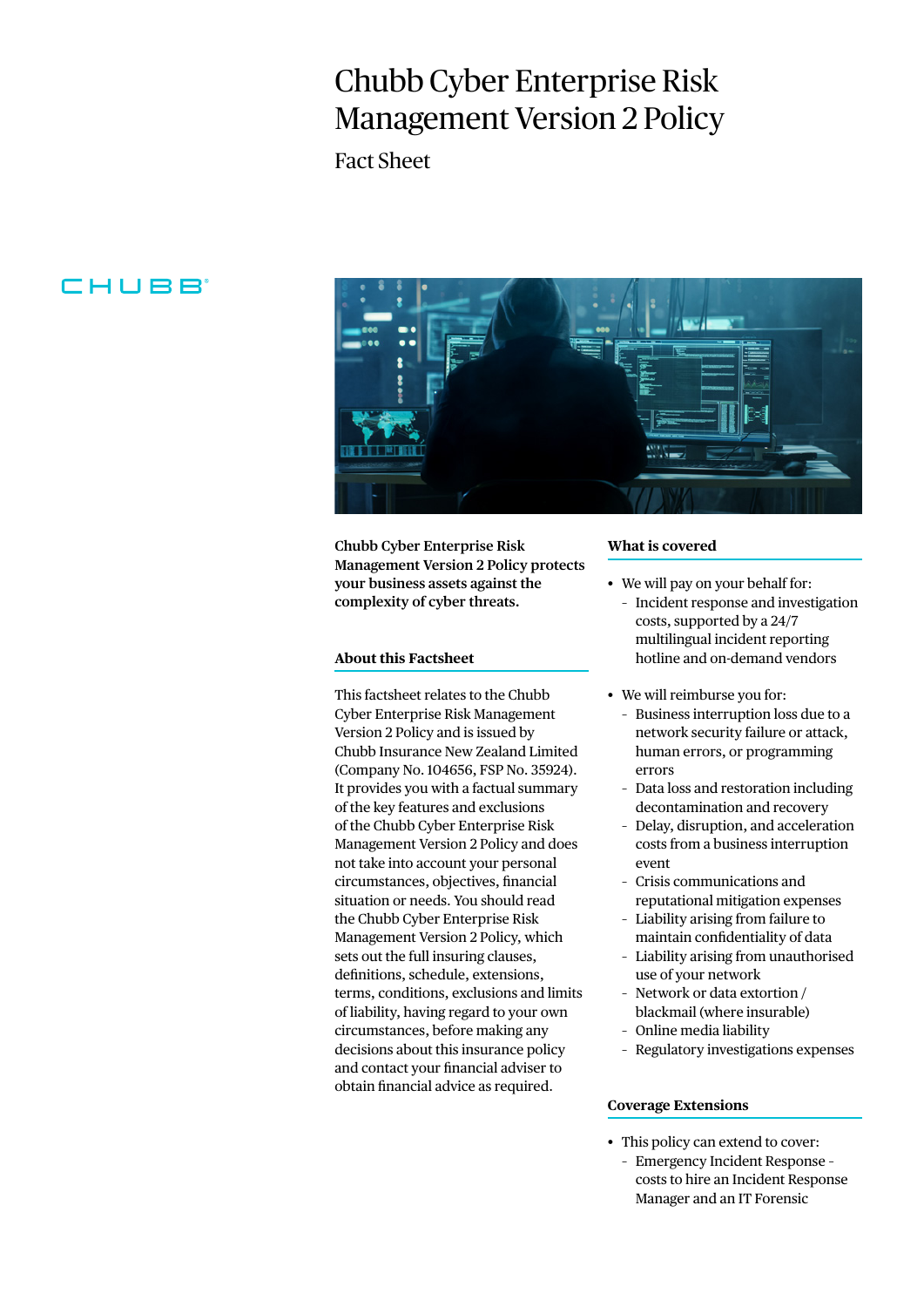# Chubb Cyber Enterprise Risk Management Version 2 Policy

Fact Sheet

**Chubb Cyber Enterprise Risk Management Version 2 Policy protects your business assets against the complexity of cyber threats.**

## About this Factsheet

This factsheet relates to the Chubb Cyber Enterprise Risk Management Version 2 Policy and is issued by Chubb Insurance New Zealand Limited (Company No. 104656, FSP No. 35924). It provides you with a factual summary of the key features and exclusions of the Chubb Cyber Enterprise Risk Management Version 2 Policy and does not take into account your personal circumstances, objectives, financial situation or needs. You should read the Chubb Cyber Enterprise Risk Management Version 2 Policy, which sets out the full insuring clauses, definitions, schedule, extensions, terms, conditions, exclusions and limits of liability, having regard to your own circumstances, before making any decisions about this insurance policy and contact your financial adviser to obtain financial advice as required.

## What is covered

- We will pay on your behalf for:
  - Incident response and investigation costs, supported by a 24/7 multilingual incident reporting hotline and on-demand vendors
- We will reimburse you for:
  - Business interruption loss due to a network security failure or attack, human errors, or programming errors
  - Data loss and restoration including decontamination and recovery
  - Delay, disruption, and acceleration costs from a business interruption event
  - Crisis communications and reputational mitigation expenses
  - Liability arising from failure to maintain confidentiality of data
  - Liability arising from unauthorised use of your network
  - Network or data extortion / blackmail (where insurable)
  - Online media liability
  - Regulatory investigations expenses

## Coverage Extensions

- This policy can extend to cover:
  - Emergency Incident Response - costs to hire an Incident Response Manager and an IT Forensic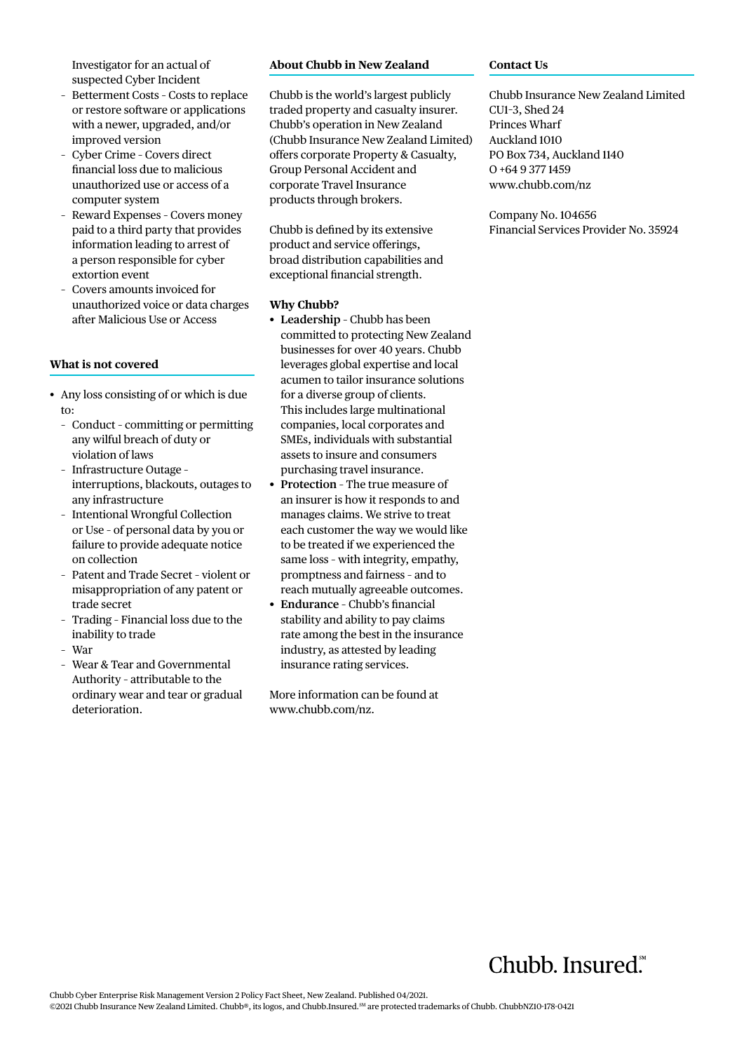- Investigator for an actual of suspected Cyber Incident
  - Betterment Costs - Costs to replace or restore software or applications with a newer, upgraded, and/or improved version
  - Cyber Crime - Covers direct financial loss due to malicious unauthorized use or access of a computer system
  - Reward Expenses - Covers money paid to a third party that provides information leading to arrest of a person responsible for cyber extortion event
  - Covers amounts invoiced for unauthorized voice or data charges after Malicious Use or Access

**What is not covered**

- Any loss consisting of or which is due to:
  - Conduct - committing or permitting any wilful breach of duty or violation of laws
  - Infrastructure Outage - interruptions, blackouts, outages to any infrastructure
  - Intentional Wrongful Collection or Use - of personal data by you or failure to provide adequate notice on collection
  - Patent and Trade Secret - violent or misappropriation of any patent or trade secret
  - Trading - Financial loss due to the inability to trade
  - War
  - Wear & Tear and Governmental Authority - attributable to the ordinary wear and tear or gradual deterioration.

**About Chubb in New Zealand**

Chubb is the world's largest publicly traded property and casualty insurer. Chubb's operation in New Zealand (Chubb Insurance New Zealand Limited) offers corporate Property & Casualty, Group Personal Accident and corporate Travel Insurance products through brokers.

Chubb is defined by its extensive product and service offerings, broad distribution capabilities and exceptional financial strength.

**Why Chubb?**

- **Leadership** - Chubb has been committed to protecting New Zealand businesses for over 40 years. Chubb leverages global expertise and local acumen to tailor insurance solutions for a diverse group of clients. This includes large multinational companies, local corporates and SMEs, individuals with substantial assets to insure and consumers purchasing travel insurance.
- **Protection** - The true measure of an insurer is how it responds to and manages claims. We strive to treat each customer the way we would like to be treated if we experienced the same loss - with integrity, empathy, promptness and fairness - and to reach mutually agreeable outcomes.
- **Endurance** - Chubb's financial stability and ability to pay claims rate among the best in the insurance industry, as attested by leading insurance rating services.

More information can be found at www.chubb.com/nz.

**Contact Us**

Chubb Insurance New Zealand Limited
CU1-3, Shed 24
Princes Wharf
Auckland 1010
PO Box 734, Auckland 1140
O +64 9 377 1459
www.chubb.com/nz

Company No. 104656
Financial Services Provider No. 35924

Chubb. Insured.℠

Chubb Cyber Enterprise Risk Management Version 2 Policy Fact Sheet, New Zealand. Published 04/2021.
©2021 Chubb Insurance New Zealand Limited. Chubb®, its logos, and Chubb.Insured.℠ are protected trademarks of Chubb. ChubbNZ10-178-0421